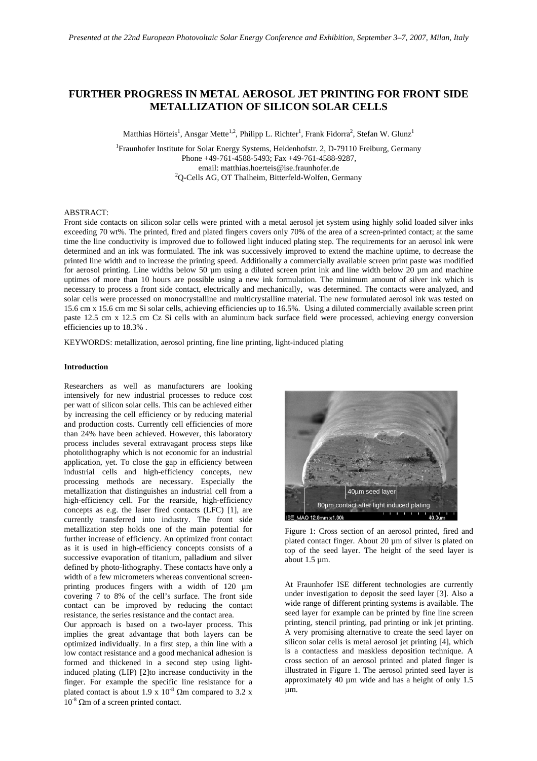*Presented at the 22nd European Photovoltaic Solar Energy Conference and Exhibition, September 3–7, 2007, Milan, Italy*

# FURTHER PROGRESS IN METAL AEROSOL JET PRINTING FOR FRONT SIDE METALLIZATION OF SILICON SOLAR CELLS

Matthias Hörteis[1], Ansgar Mette[1,2], Philipp L. Richter[1], Frank Fidorra[2], Stefan W. Glunz[1]

[1]Fraunhofer Institute for Solar Energy Systems, Heidenhofstr. 2, D-79110 Freiburg, Germany
Phone +49-761-4588-5493; Fax +49-761-4588-9287,
email: matthias.hoerteis@ise.fraunhofer.de
[2]Q-Cells AG, OT Thalheim, Bitterfeld-Wolfen, Germany

ABSTRACT:
Front side contacts on silicon solar cells were printed with a metal aerosol jet system using highly solid loaded silver inks exceeding 70 wt%. The printed, fired and plated fingers covers only 70% of the area of a screen-printed contact; at the same time the line conductivity is improved due to followed light induced plating step. The requirements for an aerosol ink were determined and an ink was formulated. The ink was successively improved to extend the machine uptime, to decrease the printed line width and to increase the printing speed. Additionally a commercially available screen print paste was modified for aerosol printing. Line widths below 50 µm using a diluted screen print ink and line width below 20 µm and machine uptimes of more than 10 hours are possible using a new ink formulation. The minimum amount of silver ink which is necessary to process a front side contact, electrically and mechanically, was determined. The contacts were analyzed, and solar cells were processed on monocrystalline and multicrystalline material. The new formulated aerosol ink was tested on 15.6 cm x 15.6 cm mc Si solar cells, achieving efficiencies up to 16.5%. Using a diluted commercially available screen print paste 12.5 cm x 12.5 cm Cz Si cells with an aluminum back surface field were processed, achieving energy conversion efficiencies up to 18.3% .

KEYWORDS: metallization, aerosol printing, fine line printing, light-induced plating

**Introduction**

Researchers as well as manufacturers are looking intensively for new industrial processes to reduce cost per watt of silicon solar cells. This can be achieved either by increasing the cell efficiency or by reducing material and production costs. Currently cell efficiencies of more than 24% have been achieved. However, this laboratory process includes several extravagant process steps like photolithography which is not economic for an industrial application, yet. To close the gap in efficiency between industrial cells and high-efficiency concepts, new processing methods are necessary. Especially the metallization that distinguishes an industrial cell from a high-efficiency cell. For the rearside, high-efficiency concepts as e.g. the laser fired contacts (LFC) [1], are currently transferred into industry. The front side metallization step holds one of the main potential for further increase of efficiency. An optimized front contact as it is used in high-efficiency concepts consists of a successive evaporation of titanium, palladium and silver defined by photo-lithography. These contacts have only a width of a few micrometers whereas conventional screen-printing produces fingers with a width of 120 µm covering 7 to 8% of the cell's surface. The front side contact can be improved by reducing the contact resistance, the series resistance and the contact area.

Our approach is based on a two-layer process. This implies the great advantage that both layers can be optimized individually. In a first step, a thin line with a low contact resistance and a good mechanical adhesion is formed and thickened in a second step using light-induced plating (LIP) [2]to increase conductivity in the finger. For example the specific line resistance for a plated contact is about $1.9 \times 10^{-8}$ Ωm compared to $3.2 \times 10^{-8}$ Ωm of a screen printed contact.

Figure 1: Cross section of an aerosol printed, fired and plated contact finger. About 20 µm of silver is plated on top of the seed layer. The height of the seed layer is about 1.5 µm.

At Fraunhofer ISE different technologies are currently under investigation to deposit the seed layer [3]. Also a wide range of different printing systems is available. The seed layer for example can be printed by fine line screen printing, stencil printing, pad printing or ink jet printing. A very promising alternative to create the seed layer on silicon solar cells is metal aerosol jet printing [4], which is a contactless and maskless deposition technique. A cross section of an aerosol printed and plated finger is illustrated in Figure 1. The aerosol printed seed layer is approximately 40 µm wide and has a height of only 1.5 µm.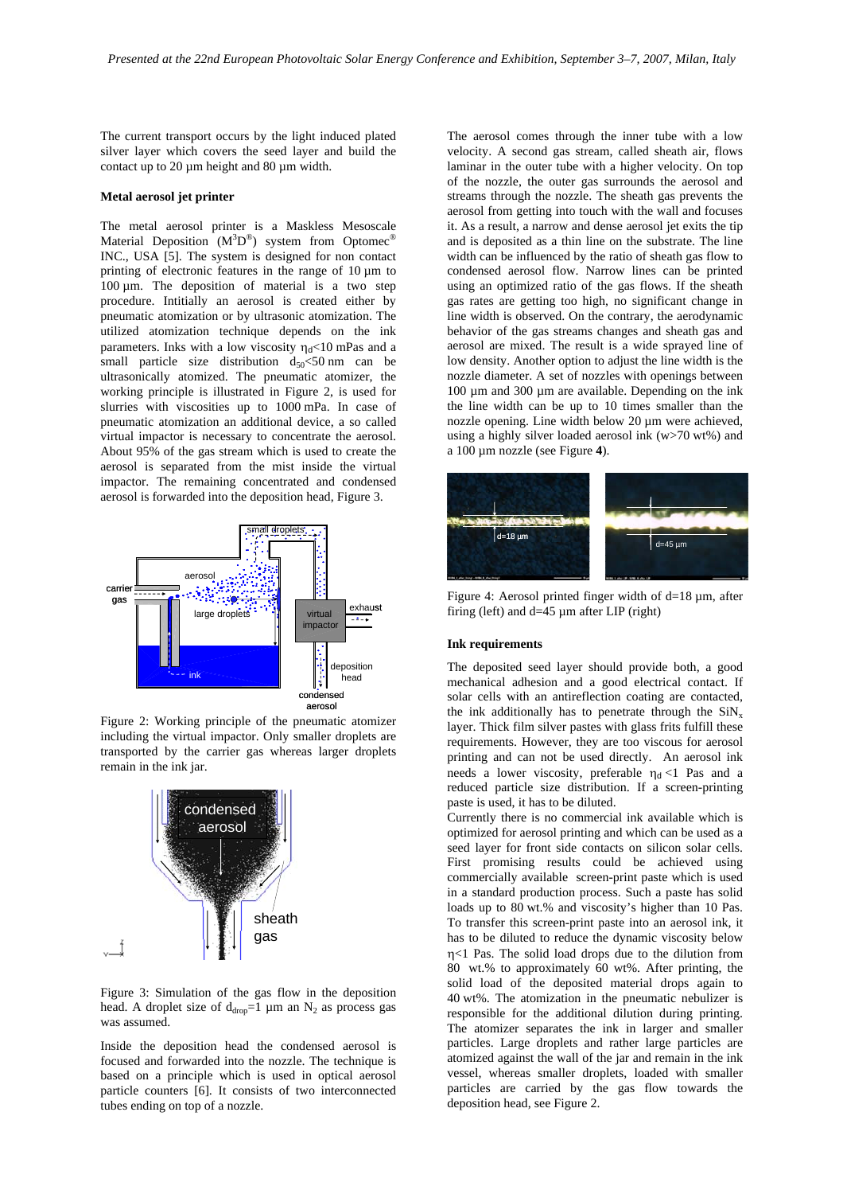The current transport occurs by the light induced plated silver layer which covers the seed layer and build the contact up to 20 µm height and 80 µm width.

### Metal aerosol jet printer

The metal aerosol printer is a Maskless Mesoscale Material Deposition ($M^3D^{®}$) system from Optomec® INC., USA [5]. The system is designed for non contact printing of electronic features in the range of 10 µm to 100 µm. The deposition of material is a two step procedure. Intitially an aerosol is created either by pneumatic atomization or by ultrasonic atomization. The utilized atomization technique depends on the ink parameters. Inks with a low viscosity $\eta_d$<10 mPas and a small particle size distribution $d_{50}$<50 nm can be ultrasonically atomized. The pneumatic atomizer, the working principle is illustrated in Figure 2, is used for slurries with viscosities up to 1000 mPa. In case of pneumatic atomization an additional device, a so called virtual impactor is necessary to concentrate the aerosol. About 95% of the gas stream which is used to create the aerosol is separated from the mist inside the virtual impactor. The remaining concentrated and condensed aerosol is forwarded into the deposition head, Figure 3.

Figure 2: Working principle of the pneumatic atomizer including the virtual impactor. Only smaller droplets are transported by the carrier gas whereas larger droplets remain in the ink jar.

Figure 3: Simulation of the gas flow in the deposition head. A droplet size of $d_{drop}$=1 µm an $N_2$ as process gas was assumed.

Inside the deposition head the condensed aerosol is focused and forwarded into the nozzle. The technique is based on a principle which is used in optical aerosol particle counters [6]. It consists of two interconnected tubes ending on top of a nozzle.

The aerosol comes through the inner tube with a low velocity. A second gas stream, called sheath air, flows laminar in the outer tube with a higher velocity. On top of the nozzle, the outer gas surrounds the aerosol and streams through the nozzle. The sheath gas prevents the aerosol from getting into touch with the wall and focuses it. As a result, a narrow and dense aerosol jet exits the tip and is deposited as a thin line on the substrate. The line width can be influenced by the ratio of sheath gas flow to condensed aerosol flow. Narrow lines can be printed using an optimized ratio of the gas flows. If the sheath gas rates are getting too high, no significant change in line width is observed. On the contrary, the aerodynamic behavior of the gas streams changes and sheath gas and aerosol are mixed. The result is a wide sprayed line of low density. Another option to adjust the line width is the nozzle diameter. A set of nozzles with openings between 100 µm and 300 µm are available. Depending on the ink the line width can be up to 10 times smaller than the nozzle opening. Line width below 20 µm were achieved, using a highly silver loaded aerosol ink (w>70 wt%) and a 100 µm nozzle (see Figure **4**).

Figure 4: Aerosol printed finger width of d=18 µm, after firing (left) and d=45 µm after LIP (right)

### Ink requirements

The deposited seed layer should provide both, a good mechanical adhesion and a good electrical contact. If solar cells with an antireflection coating are contacted, the ink additionally has to penetrate through the $SiN_x$ layer. Thick film silver pastes with glass frits fulfill these requirements. However, they are too viscous for aerosol printing and can not be used directly. An aerosol ink needs a lower viscosity, preferable $\eta_d$ <1 Pas and a reduced particle size distribution. If a screen-printing paste is used, it has to be diluted.

Currently there is no commercial ink available which is optimized for aerosol printing and which can be used as a seed layer for front side contacts on silicon solar cells. First promising results could be achieved using commercially available screen-print paste which is used in a standard production process. Such a paste has solid loads up to 80 wt.% and viscosity's higher than 10 Pas. To transfer this screen-print paste into an aerosol ink, it has to be diluted to reduce the dynamic viscosity below $\eta$<1 Pas. The solid load drops due to the dilution from 80 wt.% to approximately 60 wt%. After printing, the solid load of the deposited material drops again to 40 wt%. The atomization in the pneumatic nebulizer is responsible for the additional dilution during printing. The atomizer separates the ink in larger and smaller particles. Large droplets and rather large particles are atomized against the wall of the jar and remain in the ink vessel, whereas smaller droplets, loaded with smaller particles are carried by the gas flow towards the deposition head, see Figure 2.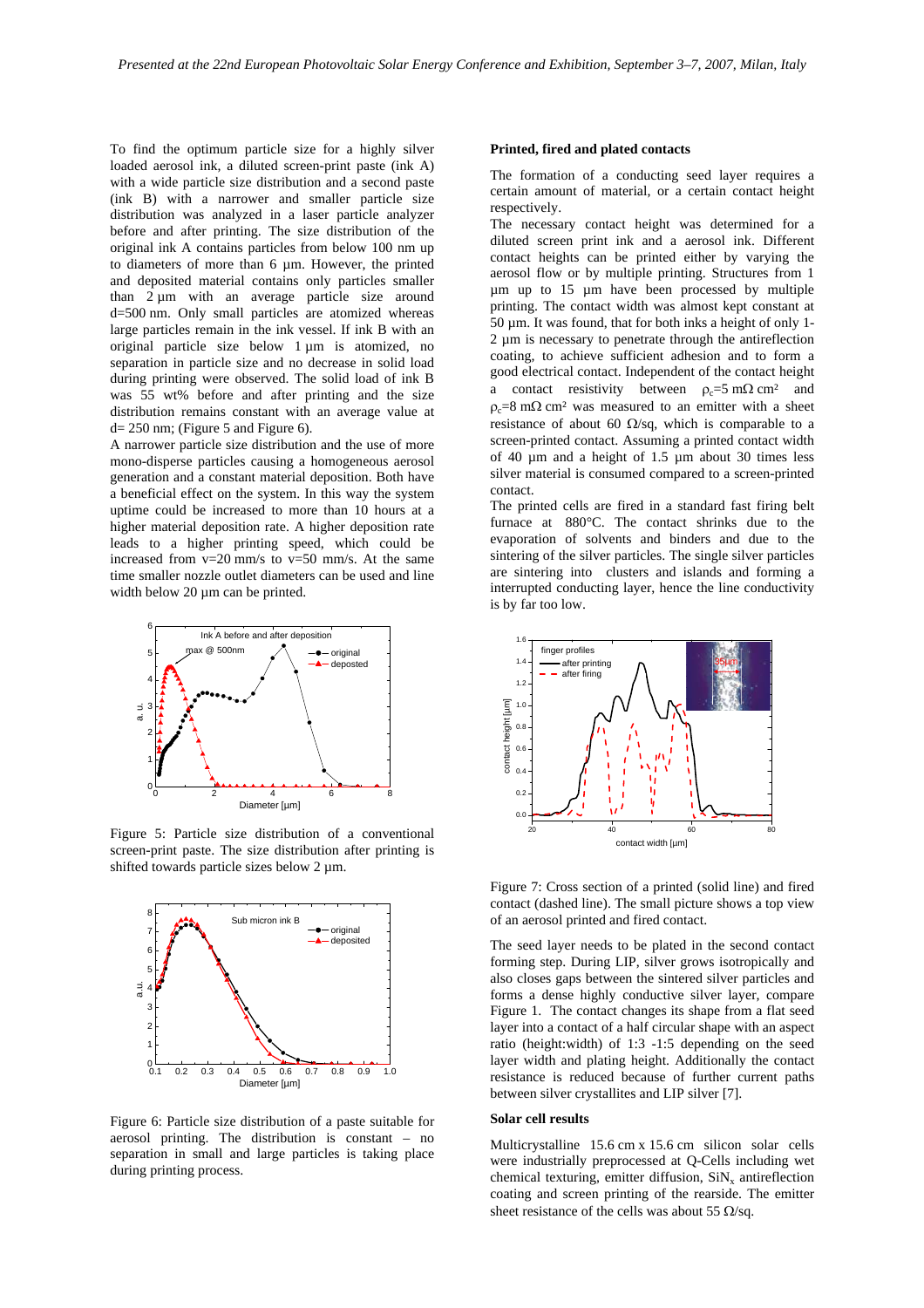To find the optimum particle size for a highly silver loaded aerosol ink, a diluted screen-print paste (ink A) with a wide particle size distribution and a second paste (ink B) with a narrower and smaller particle size distribution was analyzed in a laser particle analyzer before and after printing. The size distribution of the original ink A contains particles from below 100 nm up to diameters of more than 6 µm. However, the printed and deposited material contains only particles smaller than 2 µm with an average particle size around d=500 nm. Only small particles are atomized whereas large particles remain in the ink vessel. If ink B with an original particle size below 1 µm is atomized, no separation in particle size and no decrease in solid load during printing were observed. The solid load of ink B was 55 wt% before and after printing and the size distribution remains constant with an average value at d= 250 nm; (Figure 5 and Figure 6).

A narrower particle size distribution and the use of more mono-disperse particles causing a homogeneous aerosol generation and a constant material deposition. Both have a beneficial effect on the system. In this way the system uptime could be increased to more than 10 hours at a higher material deposition rate. A higher deposition rate leads to a higher printing speed, which could be increased from v=20 mm/s to v=50 mm/s. At the same time smaller nozzle outlet diameters can be used and line width below 20 µm can be printed.

Figure 5: Particle size distribution of a conventional screen-print paste. The size distribution after printing is shifted towards particle sizes below 2 µm.

Figure 6: Particle size distribution of a paste suitable for aerosol printing. The distribution is constant – no separation in small and large particles is taking place during printing process.

### Printed, fired and plated contacts

The formation of a conducting seed layer requires a certain amount of material, or a certain contact height respectively.

The necessary contact height was determined for a diluted screen print ink and a aerosol ink. Different contact heights can be printed either by varying the aerosol flow or by multiple printing. Structures from 1 µm up to 15 µm have been processed by multiple printing. The contact width was almost kept constant at 50 µm. It was found, that for both inks a height of only 1-2 µm is necessary to penetrate through the antireflection coating, to achieve sufficient adhesion and to form a good electrical contact. Independent of the contact height a contact resistivity between $\rho_c$=5 mΩ cm² and $\rho_c$=8 mΩ cm² was measured to an emitter with a sheet resistance of about 60 Ω/sq, which is comparable to a screen-printed contact. Assuming a printed contact width of 40 µm and a height of 1.5 µm about 30 times less silver material is consumed compared to a screen-printed contact.

The printed cells are fired in a standard fast firing belt furnace at 880°C. The contact shrinks due to the evaporation of solvents and binders and due to the sintering of the silver particles. The single silver particles are sintering into clusters and islands and forming a interrupted conducting layer, hence the line conductivity is by far too low.

Figure 7: Cross section of a printed (solid line) and fired contact (dashed line). The small picture shows a top view of an aerosol printed and fired contact.

The seed layer needs to be plated in the second contact forming step. During LIP, silver grows isotropically and also closes gaps between the sintered silver particles and forms a dense highly conductive silver layer, compare Figure 1. The contact changes its shape from a flat seed layer into a contact of a half circular shape with an aspect ratio (height:width) of 1:3 -1:5 depending on the seed layer width and plating height. Additionally the contact resistance is reduced because of further current paths between silver crystallites and LIP silver [7].

### Solar cell results

Multicrystalline 15.6 cm x 15.6 cm silicon solar cells were industrially preprocessed at Q-Cells including wet chemical texturing, emitter diffusion, $SiN_x$ antireflection coating and screen printing of the rearside. The emitter sheet resistance of the cells was about 55 Ω/sq.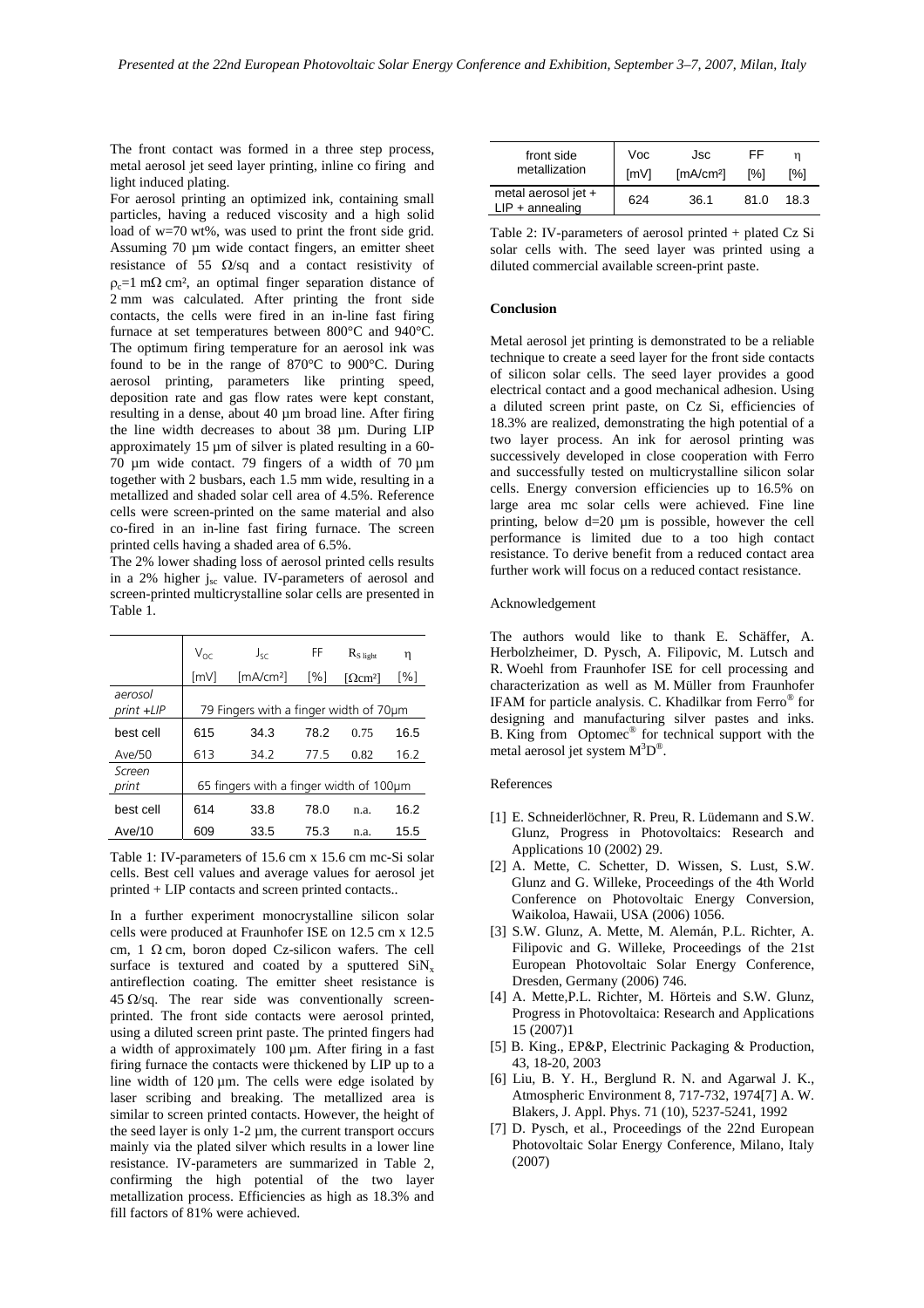The front contact was formed in a three step process, metal aerosol jet seed layer printing, inline co firing and light induced plating.

For aerosol printing an optimized ink, containing small particles, having a reduced viscosity and a high solid load of w=70 wt%, was used to print the front side grid. Assuming 70 µm wide contact fingers, an emitter sheet resistance of 55 Ω/sq and a contact resistivity of $\rho_c$=1 mΩ cm², an optimal finger separation distance of 2 mm was calculated. After printing the front side contacts, the cells were fired in an in-line fast firing furnace at set temperatures between 800°C and 940°C. The optimum firing temperature for an aerosol ink was found to be in the range of 870°C to 900°C. During aerosol printing, parameters like printing speed, deposition rate and gas flow rates were kept constant, resulting in a dense, about 40 µm broad line. After firing the line width decreases to about 38 µm. During LIP approximately 15 µm of silver is plated resulting in a 60-70 µm wide contact. 79 fingers of a width of 70 µm together with 2 busbars, each 1.5 mm wide, resulting in a metallized and shaded solar cell area of 4.5%. Reference cells were screen-printed on the same material and also co-fired in an in-line fast firing furnace. The screen printed cells having a shaded area of 6.5%.

The 2% lower shading loss of aerosol printed cells results in a 2% higher $j_{sc}$ value. IV-parameters of aerosol and screen-printed multicrystalline solar cells are presented in Table 1.

| | $V_{OC}$ [mV] | $J_{SC}$ [mA/cm²] | FF [%] | $R_{S\ light}$ [Ωcm²] | η [%] |
|---|---|---|---|---|---|
| *aerosol print +LIP* | 79 Fingers with a finger width of 70µm | | | | |
| best cell | 615 | 34.3 | 78.2 | 0.75 | 16.5 |
| Ave/50 | 613 | 34.2 | 77.5 | 0.82 | 16.2 |
| *Screen print* | 65 fingers with a finger width of 100µm | | | | |
| best cell | 614 | 33.8 | 78.0 | n.a. | 16.2 |
| Ave/10 | 609 | 33.5 | 75.3 | n.a. | 15.5 |

Table 1: IV-parameters of 15.6 cm x 15.6 cm mc-Si solar cells. Best cell values and average values for aerosol jet printed + LIP contacts and screen printed contacts..

In a further experiment monocrystalline silicon solar cells were produced at Fraunhofer ISE on 12.5 cm x 12.5 cm, 1 Ω cm, boron doped Cz-silicon wafers. The cell surface is textured and coated by a sputtered $SiN_x$ antireflection coating. The emitter sheet resistance is 45 Ω/sq. The rear side was conventionally screen-printed. The front side contacts were aerosol printed, using a diluted screen print paste. The printed fingers had a width of approximately 100 µm. After firing in a fast firing furnace the contacts were thickened by LIP up to a line width of 120 µm. The cells were edge isolated by laser scribing and breaking. The metallized area is similar to screen printed contacts. However, the height of the seed layer is only 1-2 µm, the current transport occurs mainly via the plated silver which results in a lower line resistance. IV-parameters are summarized in Table 2, confirming the high potential of the two layer metallization process. Efficiencies as high as 18.3% and fill factors of 81% were achieved.

| front side metallization | Voc [mV] | Jsc [mA/cm²] | FF [%] | η [%] |
|---|---|---|---|---|
| metal aerosol jet + LIP + annealing | 624 | 36.1 | 81.0 | 18.3 |

Table 2: IV-parameters of aerosol printed + plated Cz Si solar cells with. The seed layer was printed using a diluted commercial available screen-print paste.

## Conclusion

Metal aerosol jet printing is demonstrated to be a reliable technique to create a seed layer for the front side contacts of silicon solar cells. The seed layer provides a good electrical contact and a good mechanical adhesion. Using a diluted screen print paste, on Cz Si, efficiencies of 18.3% are realized, demonstrating the high potential of a two layer process. An ink for aerosol printing was successively developed in close cooperation with Ferro and successfully tested on multicrystalline silicon solar cells. Energy conversion efficiencies up to 16.5% on large area mc solar cells were achieved. Fine line printing, below d=20 µm is possible, however the cell performance is limited due to a too high contact resistance. To derive benefit from a reduced contact area further work will focus on a reduced contact resistance.

## Acknowledgement

The authors would like to thank E. Schäffer, A. Herbolzheimer, D. Pysch, A. Filipovic, M. Lutsch and R. Woehl from Fraunhofer ISE for cell processing and characterization as well as M. Müller from Fraunhofer IFAM for particle analysis. C. Khadilkar from Ferro® for designing and manufacturing silver pastes and inks. B. King from Optomec® for technical support with the metal aerosol jet system M³D®.

## References

[1] E. Schneiderlöchner, R. Preu, R. Lüdemann and S.W. Glunz, Progress in Photovoltaics: Research and Applications 10 (2002) 29.

[2] A. Mette, C. Schetter, D. Wissen, S. Lust, S.W. Glunz and G. Willeke, Proceedings of the 4th World Conference on Photovoltaic Energy Conversion, Waikoloa, Hawaii, USA (2006) 1056.

[3] S.W. Glunz, A. Mette, M. Alemán, P.L. Richter, A. Filipovic and G. Willeke, Proceedings of the 21st European Photovoltaic Solar Energy Conference, Dresden, Germany (2006) 746.

[4] A. Mette,P.L. Richter, M. Hörteis and S.W. Glunz, Progress in Photovoltaica: Research and Applications 15 (2007)1

[5] B. King., EP&P, Electrinic Packaging & Production, 43, 18-20, 2003

[6] Liu, B. Y. H., Berglund R. N. and Agarwal J. K., Atmospheric Environment 8, 717-732, 1974[7] A. W. Blakers, J. Appl. Phys. 71 (10), 5237-5241, 1992

[7] D. Pysch, et al., Proceedings of the 22nd European Photovoltaic Solar Energy Conference, Milano, Italy (2007)